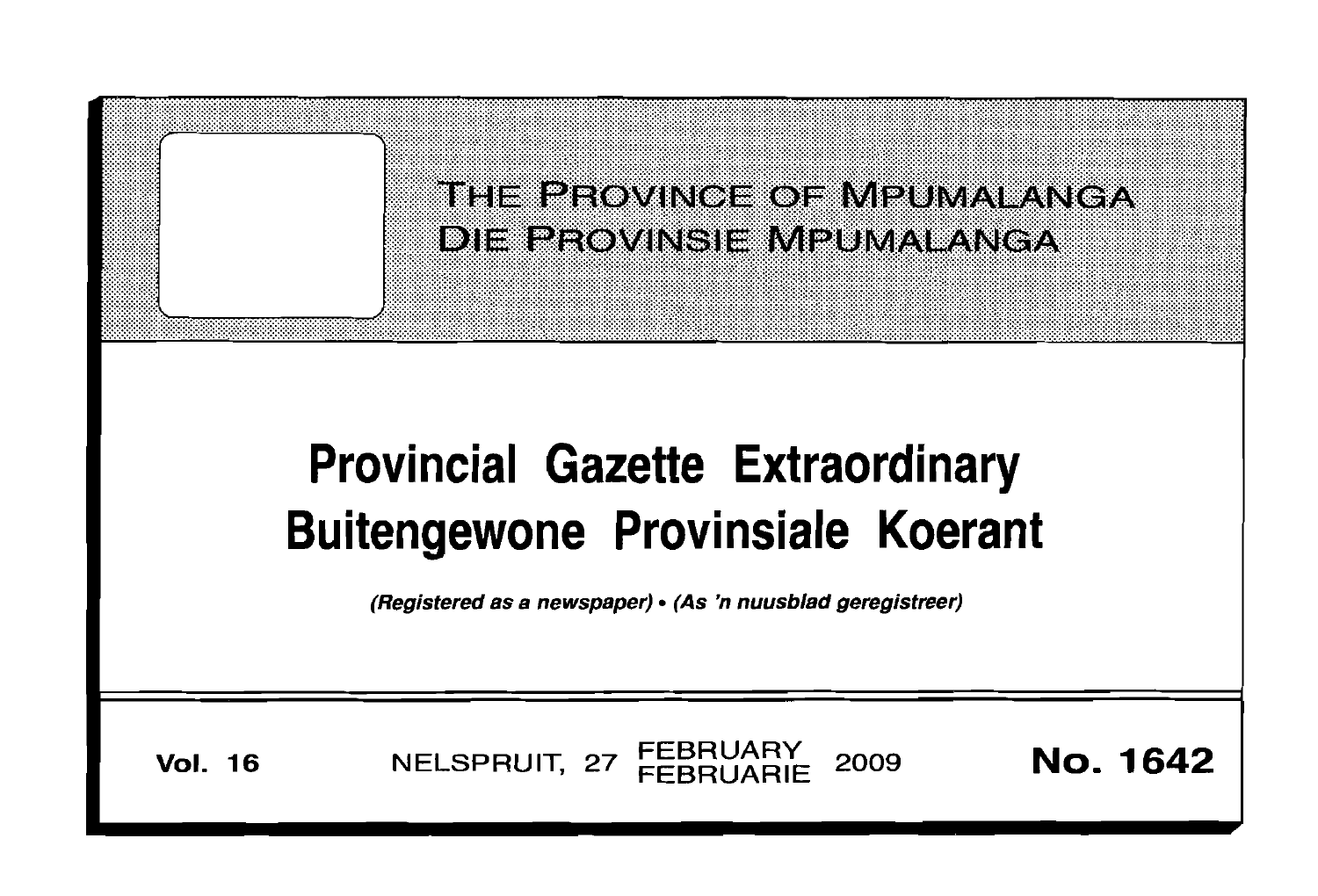THE PROVINCE OF MPUMALANGA
DIE PROVINSIE MPUMALANGA

# Provincial Gazette Extraordinary
# Buitengewone Provinsiale Koerant

*(Registered as a newspaper) • (As 'n nuusblad geregistreer)*

**Vol. 16** NELSPRUIT, 27 FEBRUARY FEBRUARIE 2009 **No. 1642**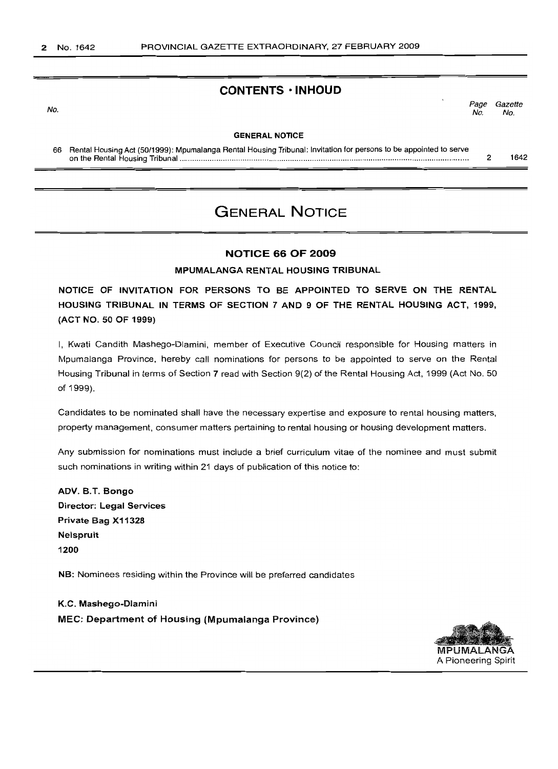## CONTENTS · INHOUD

| No. | | Page No. | Gazette No. |
|---|---|---|---|
| | **GENERAL NOTICE** | | |
| 66 | Rental Housing Act (50/1999): Mpumalanga Rental Housing Tribunal: Invitation for persons to be appointed to serve on the Rental Housing Tribunal | 2 | 1642 |

# GENERAL NOTICE

## NOTICE 66 OF 2009

### MPUMALANGA RENTAL HOUSING TRIBUNAL

**NOTICE OF INVITATION FOR PERSONS TO BE APPOINTED TO SERVE ON THE RENTAL HOUSING TRIBUNAL IN TERMS OF SECTION 7 AND 9 OF THE RENTAL HOUSING ACT, 1999, (ACT NO. 50 OF 1999)**

I, Kwati Candith Mashego-Dlamini, member of Executive Council responsible for Housing matters in Mpumalanga Province, hereby call nominations for persons to be appointed to serve on the Rental Housing Tribunal in terms of Section 7 read with Section 9(2) of the Rental Housing Act, 1999 (Act No. 50 of 1999).

Candidates to be nominated shall have the necessary expertise and exposure to rental housing matters, property management, consumer matters pertaining to rental housing or housing development matters.

Any submission for nominations must include a brief curriculum vitae of the nominee and must submit such nominations in writing within 21 days of publication of this notice to:

**ADV. B.T. Bongo**
**Director: Legal Services**
**Private Bag X11328**
**Nelspruit**
**1200**

**NB:** Nominees residing within the Province will be preferred candidates

**K.C. Mashego-Dlamini**
**MEC: Department of Housing (Mpumalanga Province)**

MPUMALANGA
A Pioneering Spirit